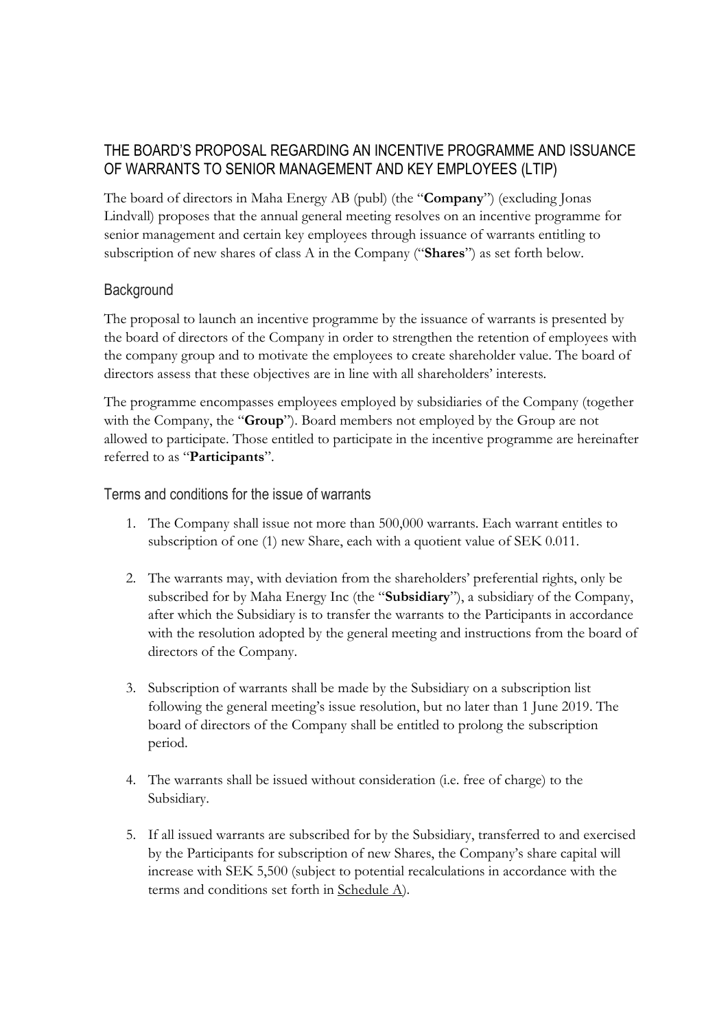## THE BOARD'S PROPOSAL REGARDING AN INCENTIVE PROGRAMME AND ISSUANCE OF WARRANTS TO SENIOR MANAGEMENT AND KEY EMPLOYEES (LTIP)

The board of directors in Maha Energy AB (publ) (the "**Company**") (excluding Jonas Lindvall) proposes that the annual general meeting resolves on an incentive programme for senior management and certain key employees through issuance of warrants entitling to subscription of new shares of class A in the Company ("**Shares**") as set forth below.

### Background

The proposal to launch an incentive programme by the issuance of warrants is presented by the board of directors of the Company in order to strengthen the retention of employees with the company group and to motivate the employees to create shareholder value. The board of directors assess that these objectives are in line with all shareholders' interests.

The programme encompasses employees employed by subsidiaries of the Company (together with the Company, the "**Group**"). Board members not employed by the Group are not allowed to participate. Those entitled to participate in the incentive programme are hereinafter referred to as "**Participants**".

### Terms and conditions for the issue of warrants

1. The Company shall issue not more than 500,000 warrants. Each warrant entitles to subscription of one (1) new Share, each with a quotient value of SEK 0.011.

2. The warrants may, with deviation from the shareholders' preferential rights, only be subscribed for by Maha Energy Inc (the "**Subsidiary**"), a subsidiary of the Company, after which the Subsidiary is to transfer the warrants to the Participants in accordance with the resolution adopted by the general meeting and instructions from the board of directors of the Company.

3. Subscription of warrants shall be made by the Subsidiary on a subscription list following the general meeting's issue resolution, but no later than 1 June 2019. The board of directors of the Company shall be entitled to prolong the subscription period.

4. The warrants shall be issued without consideration (i.e. free of charge) to the Subsidiary.

5. If all issued warrants are subscribed for by the Subsidiary, transferred to and exercised by the Participants for subscription of new Shares, the Company's share capital will increase with SEK 5,500 (subject to potential recalculations in accordance with the terms and conditions set forth in Schedule A).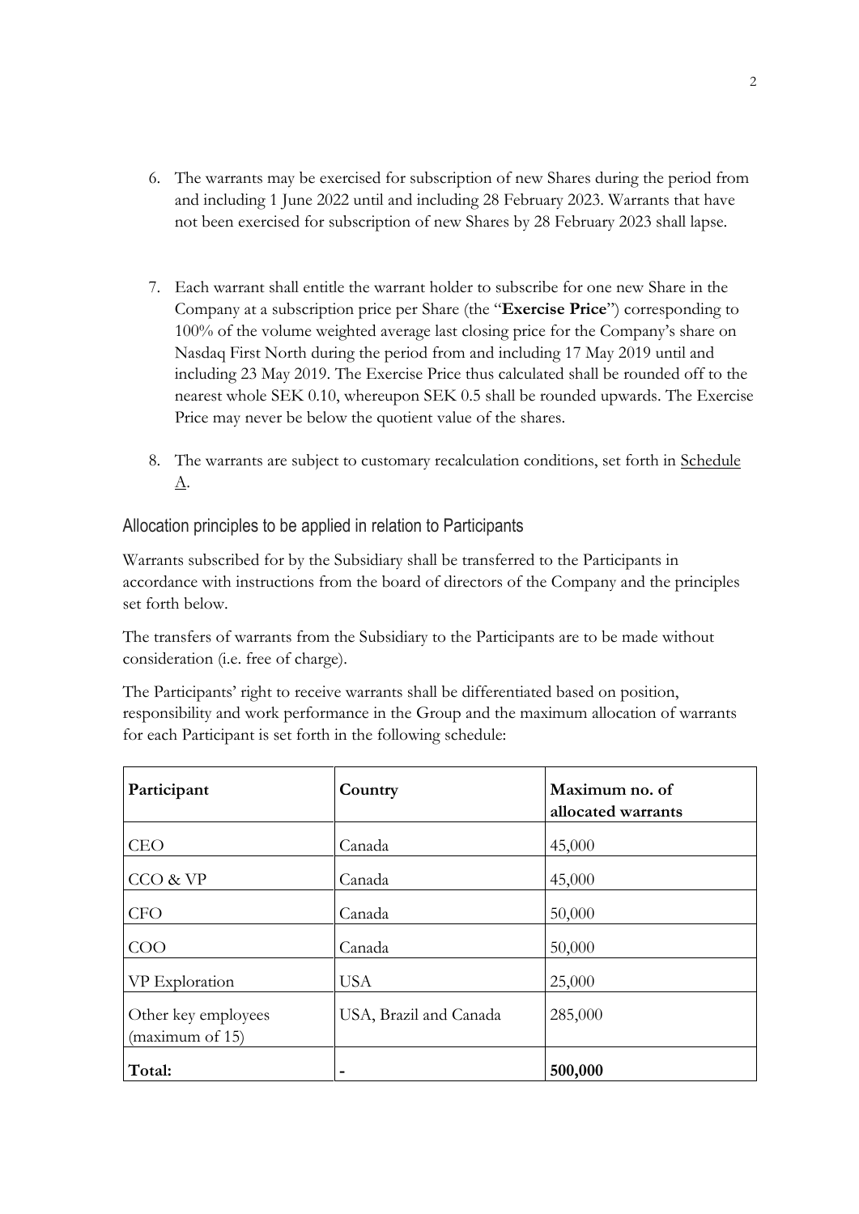6. The warrants may be exercised for subscription of new Shares during the period from and including 1 June 2022 until and including 28 February 2023. Warrants that have not been exercised for subscription of new Shares by 28 February 2023 shall lapse.

7. Each warrant shall entitle the warrant holder to subscribe for one new Share in the Company at a subscription price per Share (the "**Exercise Price**") corresponding to 100% of the volume weighted average last closing price for the Company's share on Nasdaq First North during the period from and including 17 May 2019 until and including 23 May 2019. The Exercise Price thus calculated shall be rounded off to the nearest whole SEK 0.10, whereupon SEK 0.5 shall be rounded upwards. The Exercise Price may never be below the quotient value of the shares.

8. The warrants are subject to customary recalculation conditions, set forth in Schedule A.

## Allocation principles to be applied in relation to Participants

Warrants subscribed for by the Subsidiary shall be transferred to the Participants in accordance with instructions from the board of directors of the Company and the principles set forth below.

The transfers of warrants from the Subsidiary to the Participants are to be made without consideration (i.e. free of charge).

The Participants' right to receive warrants shall be differentiated based on position, responsibility and work performance in the Group and the maximum allocation of warrants for each Participant is set forth in the following schedule:

| **Participant** | **Country** | **Maximum no. of allocated warrants** |
|---|---|---|
| CEO | Canada | 45,000 |
| CCO & VP | Canada | 45,000 |
| CFO | Canada | 50,000 |
| COO | Canada | 50,000 |
| VP Exploration | USA | 25,000 |
| Other key employees (maximum of 15) | USA, Brazil and Canada | 285,000 |
| **Total:** | - | **500,000** |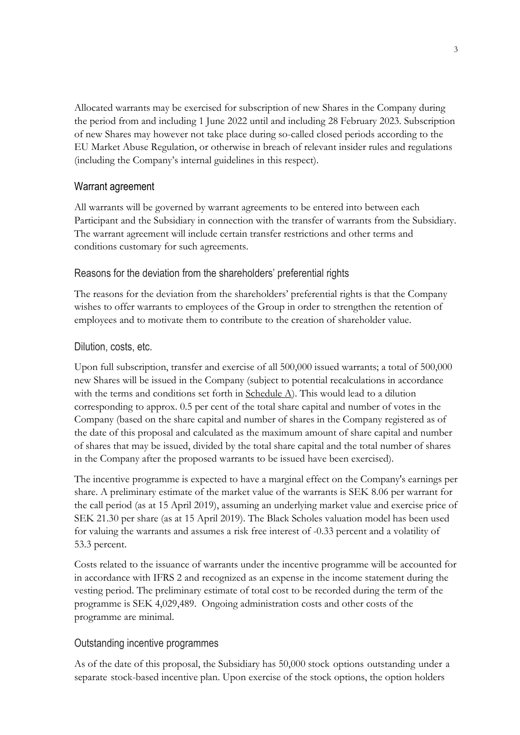Allocated warrants may be exercised for subscription of new Shares in the Company during the period from and including 1 June 2022 until and including 28 February 2023. Subscription of new Shares may however not take place during so-called closed periods according to the EU Market Abuse Regulation, or otherwise in breach of relevant insider rules and regulations (including the Company's internal guidelines in this respect).

## Warrant agreement

All warrants will be governed by warrant agreements to be entered into between each Participant and the Subsidiary in connection with the transfer of warrants from the Subsidiary. The warrant agreement will include certain transfer restrictions and other terms and conditions customary for such agreements.

## Reasons for the deviation from the shareholders' preferential rights

The reasons for the deviation from the shareholders' preferential rights is that the Company wishes to offer warrants to employees of the Group in order to strengthen the retention of employees and to motivate them to contribute to the creation of shareholder value.

## Dilution, costs, etc.

Upon full subscription, transfer and exercise of all 500,000 issued warrants; a total of 500,000 new Shares will be issued in the Company (subject to potential recalculations in accordance with the terms and conditions set forth in Schedule A). This would lead to a dilution corresponding to approx. 0.5 per cent of the total share capital and number of votes in the Company (based on the share capital and number of shares in the Company registered as of the date of this proposal and calculated as the maximum amount of share capital and number of shares that may be issued, divided by the total share capital and the total number of shares in the Company after the proposed warrants to be issued have been exercised).

The incentive programme is expected to have a marginal effect on the Company's earnings per share. A preliminary estimate of the market value of the warrants is SEK 8.06 per warrant for the call period (as at 15 April 2019), assuming an underlying market value and exercise price of SEK 21.30 per share (as at 15 April 2019). The Black Scholes valuation model has been used for valuing the warrants and assumes a risk free interest of -0.33 percent and a volatility of 53.3 percent.

Costs related to the issuance of warrants under the incentive programme will be accounted for in accordance with IFRS 2 and recognized as an expense in the income statement during the vesting period. The preliminary estimate of total cost to be recorded during the term of the programme is SEK 4,029,489. Ongoing administration costs and other costs of the programme are minimal.

## Outstanding incentive programmes

As of the date of this proposal, the Subsidiary has 50,000 stock options outstanding under a separate stock-based incentive plan. Upon exercise of the stock options, the option holders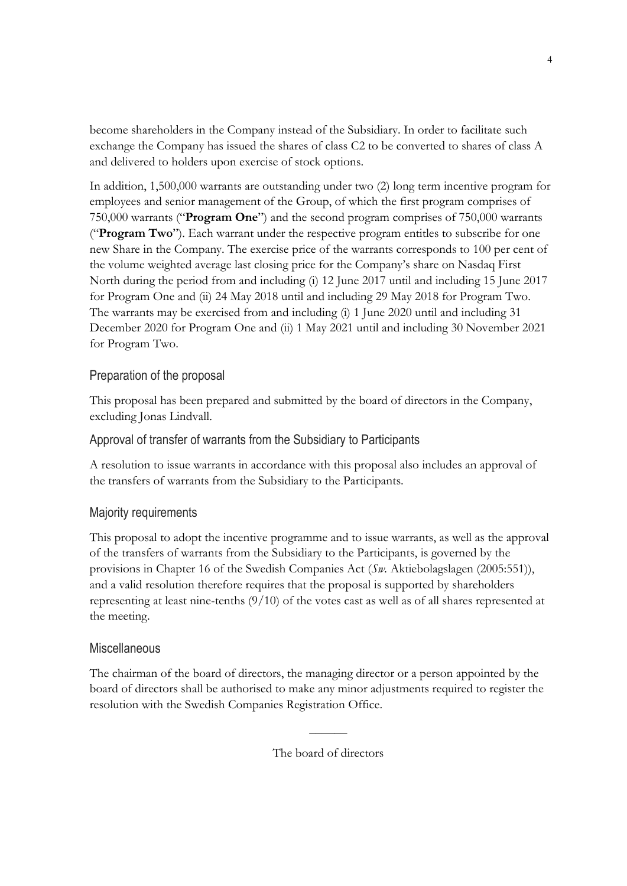become shareholders in the Company instead of the Subsidiary. In order to facilitate such exchange the Company has issued the shares of class C2 to be converted to shares of class A and delivered to holders upon exercise of stock options.

In addition, 1,500,000 warrants are outstanding under two (2) long term incentive program for employees and senior management of the Group, of which the first program comprises of 750,000 warrants ("**Program One**") and the second program comprises of 750,000 warrants ("**Program Two**"). Each warrant under the respective program entitles to subscribe for one new Share in the Company. The exercise price of the warrants corresponds to 100 per cent of the volume weighted average last closing price for the Company's share on Nasdaq First North during the period from and including (i) 12 June 2017 until and including 15 June 2017 for Program One and (ii) 24 May 2018 until and including 29 May 2018 for Program Two. The warrants may be exercised from and including (i) 1 June 2020 until and including 31 December 2020 for Program One and (ii) 1 May 2021 until and including 30 November 2021 for Program Two.

## Preparation of the proposal

This proposal has been prepared and submitted by the board of directors in the Company, excluding Jonas Lindvall.

## Approval of transfer of warrants from the Subsidiary to Participants

A resolution to issue warrants in accordance with this proposal also includes an approval of the transfers of warrants from the Subsidiary to the Participants.

## Majority requirements

This proposal to adopt the incentive programme and to issue warrants, as well as the approval of the transfers of warrants from the Subsidiary to the Participants, is governed by the provisions in Chapter 16 of the Swedish Companies Act (*Sw.* Aktiebolagslagen (2005:551)), and a valid resolution therefore requires that the proposal is supported by shareholders representing at least nine-tenths (9/10) of the votes cast as well as of all shares represented at the meeting.

## Miscellaneous

The chairman of the board of directors, the managing director or a person appointed by the board of directors shall be authorised to make any minor adjustments required to register the resolution with the Swedish Companies Registration Office.

______

The board of directors